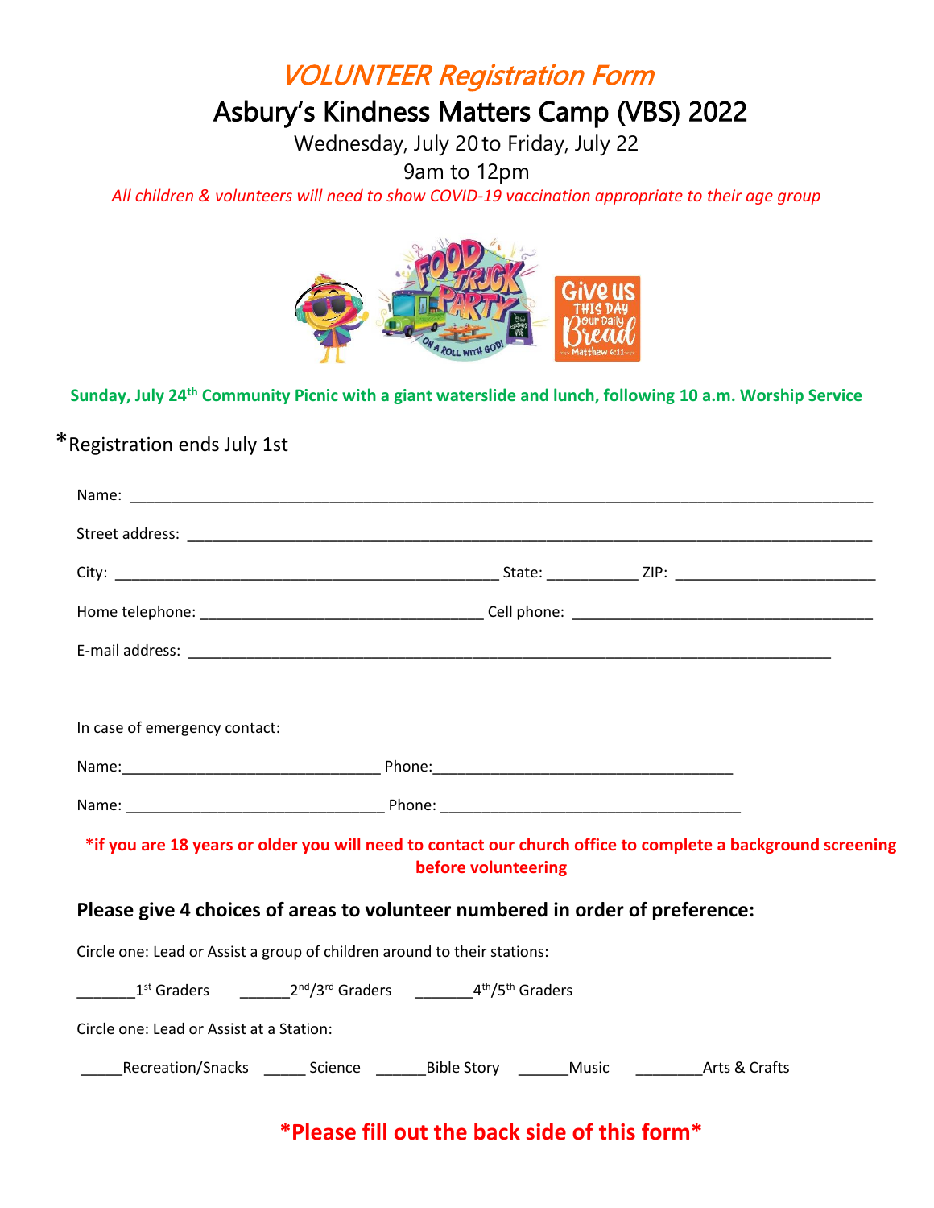# *VOLUNTEER Registration Form*

## Asbury's Kindness Matters Camp (VBS) 2022

Wednesday, July 20 to Friday, July 22

9am to 12pm

*All children & volunteers will need to show COVID-19 vaccination appropriate to their age group*

**Sunday, July 24th Community Picnic with a giant waterslide and lunch, following 10 a.m. Worship Service**

*Registration ends July 1st

Name: ____________________________________________________________________________

Street address: ______________________________________________________________________

City: ___________________________________________ State: __________ ZIP: ______________________

Home telephone: ________________________________ Cell phone: __________________________________

E-mail address: _________________________________________________________________________

In case of emergency contact:

Name:_____________________________ Phone:_________________________________

Name: _____________________________ Phone: _________________________________

**\*if you are 18 years or older you will need to contact our church office to complete a background screening before volunteering**

### Please give 4 choices of areas to volunteer numbered in order of preference:

Circle one: Lead or Assist a group of children around to their stations:

_______1st Graders ______2nd/3rd Graders _______4th/5th Graders

Circle one: Lead or Assist at a Station:

_____Recreation/Snacks _____ Science ______Bible Story ______Music ________Arts & Crafts

**\*Please fill out the back side of this form\***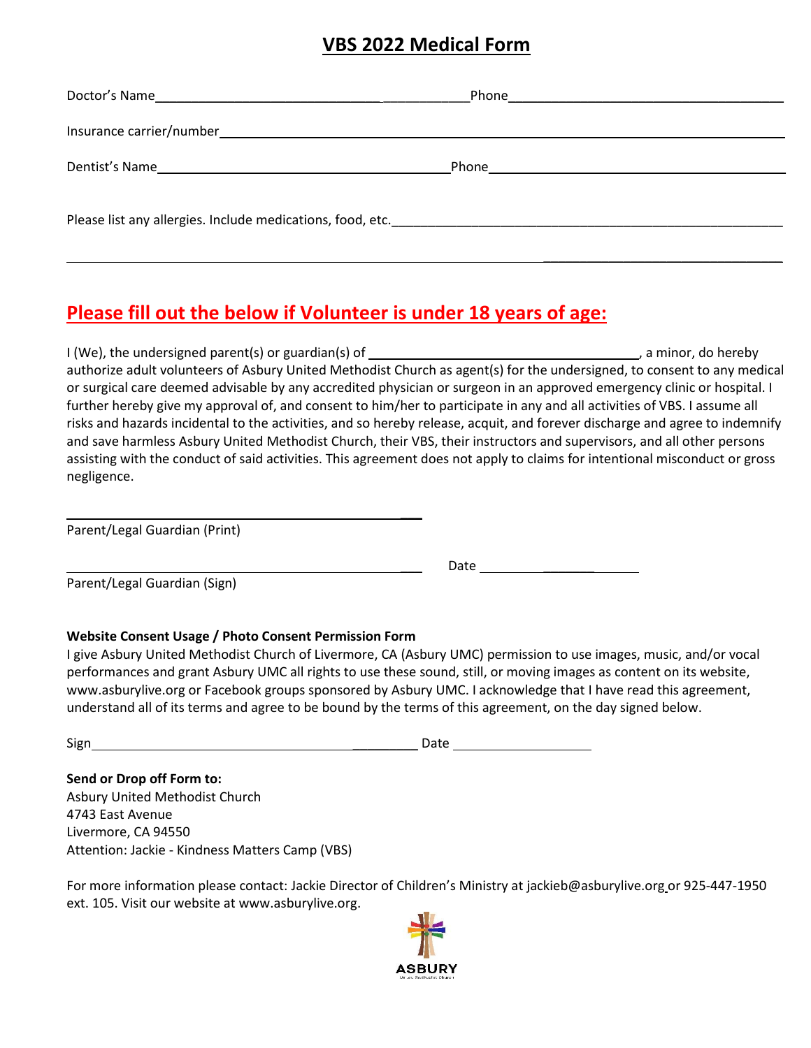# VBS 2022 Medical Form

Doctor's Name_______________________________________________Phone______________________________________

Insurance carrier/number_____________________________________________________________________________

Dentist's Name__________________________________________Phone___________________________________________

Please list any allergies. Include medications, food, etc.________________________________________________________

_____________________________________________________________________________________________________

## Please fill out the below if Volunteer is under 18 years of age:

I (We), the undersigned parent(s) or guardian(s) of ______________________________________, a minor, do hereby authorize adult volunteers of Asbury United Methodist Church as agent(s) for the undersigned, to consent to any medical or surgical care deemed advisable by any accredited physician or surgeon in an approved emergency clinic or hospital. I further hereby give my approval of, and consent to him/her to participate in any and all activities of VBS. I assume all risks and hazards incidental to the activities, and so hereby release, acquit, and forever discharge and agree to indemnify and save harmless Asbury United Methodist Church, their VBS, their instructors and supervisors, and all other persons assisting with the conduct of said activities. This agreement does not apply to claims for intentional misconduct or gross negligence.

_____________________________________________________
Parent/Legal Guardian (Print)

_____________________________________________________ Date ____________________
Parent/Legal Guardian (Sign)

**Website Consent Usage / Photo Consent Permission Form**

I give Asbury United Methodist Church of Livermore, CA (Asbury UMC) permission to use images, music, and/or vocal performances and grant Asbury UMC all rights to use these sound, still, or moving images as content on its website, www.asburylive.org or Facebook groups sponsored by Asbury UMC. I acknowledge that I have read this agreement, understand all of its terms and agree to be bound by the terms of this agreement, on the day signed below.

Sign______________________________________________ Date ____________________

**Send or Drop off Form to:**
Asbury United Methodist Church
4743 East Avenue
Livermore, CA 94550
Attention: Jackie - Kindness Matters Camp (VBS)

For more information please contact: Jackie Director of Children's Ministry at jackieb@asburylive.org or 925-447-1950 ext. 105. Visit our website at www.asburylive.org.

ASBURY
United Methodist Church